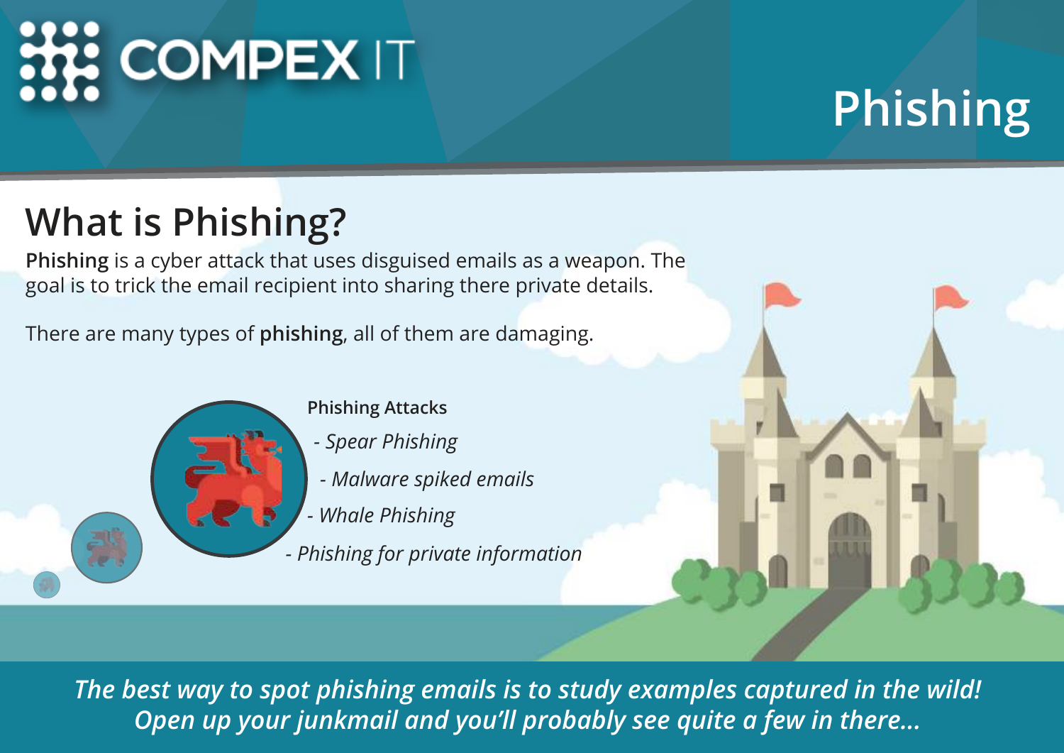# COMPEX IT

# Phishing

## What is Phishing?

**Phishing** is a cyber attack that uses disguised emails as a weapon. The goal is to trick the email recipient into sharing there private details.

There are many types of **phishing**, all of them are damaging.

**Phishing Attacks**

- *Spear Phishing*
- *Malware spiked emails*
- *Whale Phishing*
- *Phishing for private information*

***The best way to spot phishing emails is to study examples captured in the wild! Open up your junkmail and you'll probably see quite a few in there...***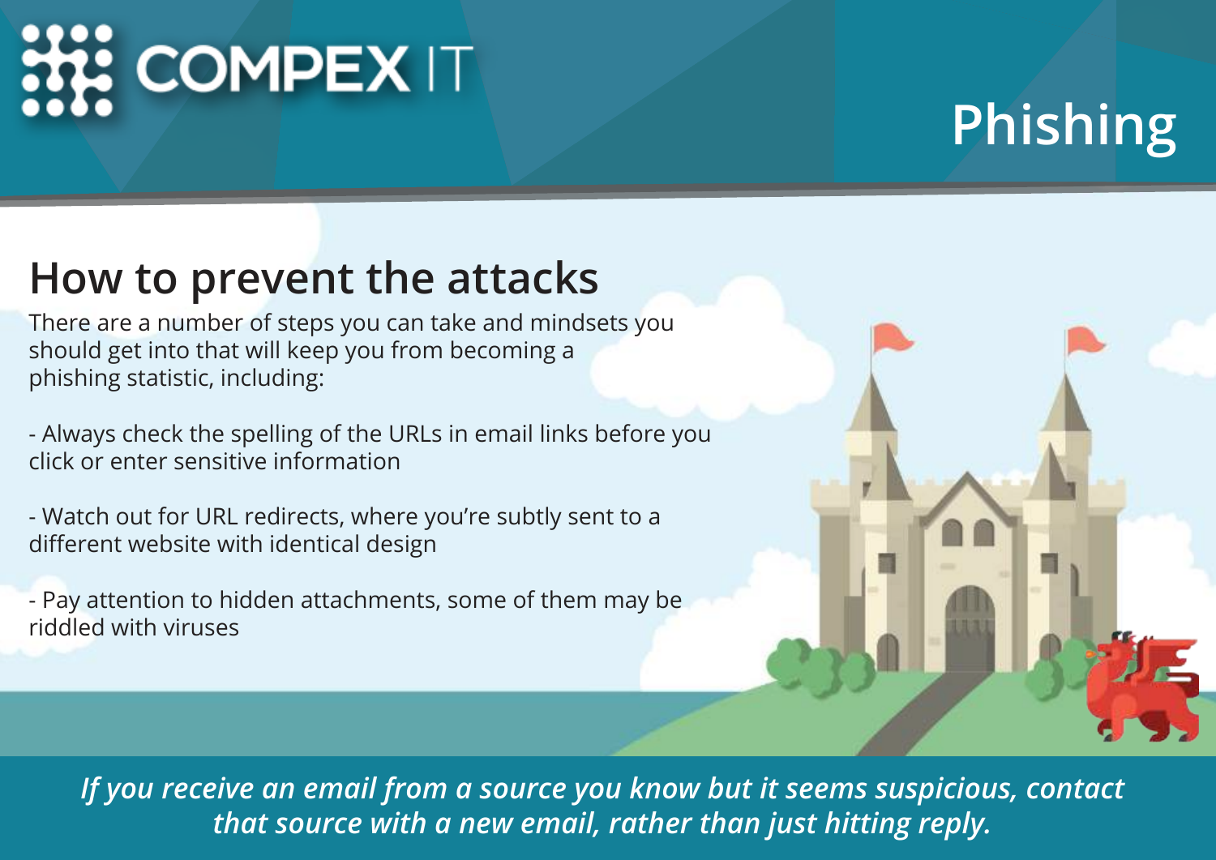# COMPEX IT

# Phishing

## How to prevent the attacks

There are a number of steps you can take and mindsets you should get into that will keep you from becoming a phishing statistic, including:

- Always check the spelling of the URLs in email links before you click or enter sensitive information

- Watch out for URL redirects, where you're subtly sent to a different website with identical design

- Pay attention to hidden attachments, some of them may be riddled with viruses

*If you receive an email from a source you know but it seems suspicious, contact that source with a new email, rather than just hitting reply.*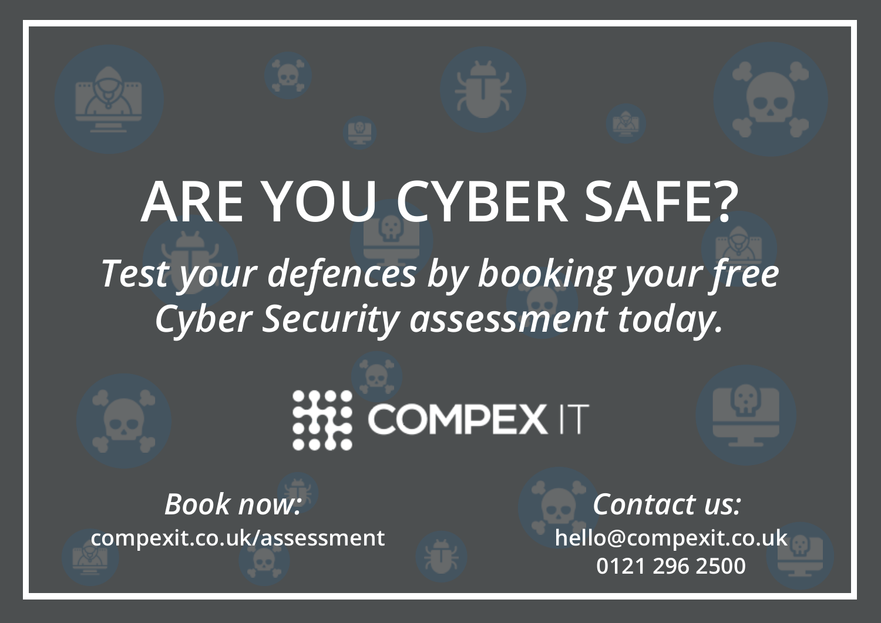# ARE YOU CYBER SAFE?

*Test your defences by booking your free Cyber Security assessment today.*

COMPEX IT

*Book now:*

compexit.co.uk/assessment

*Contact us:*

hello@compexit.co.uk

0121 296 2500